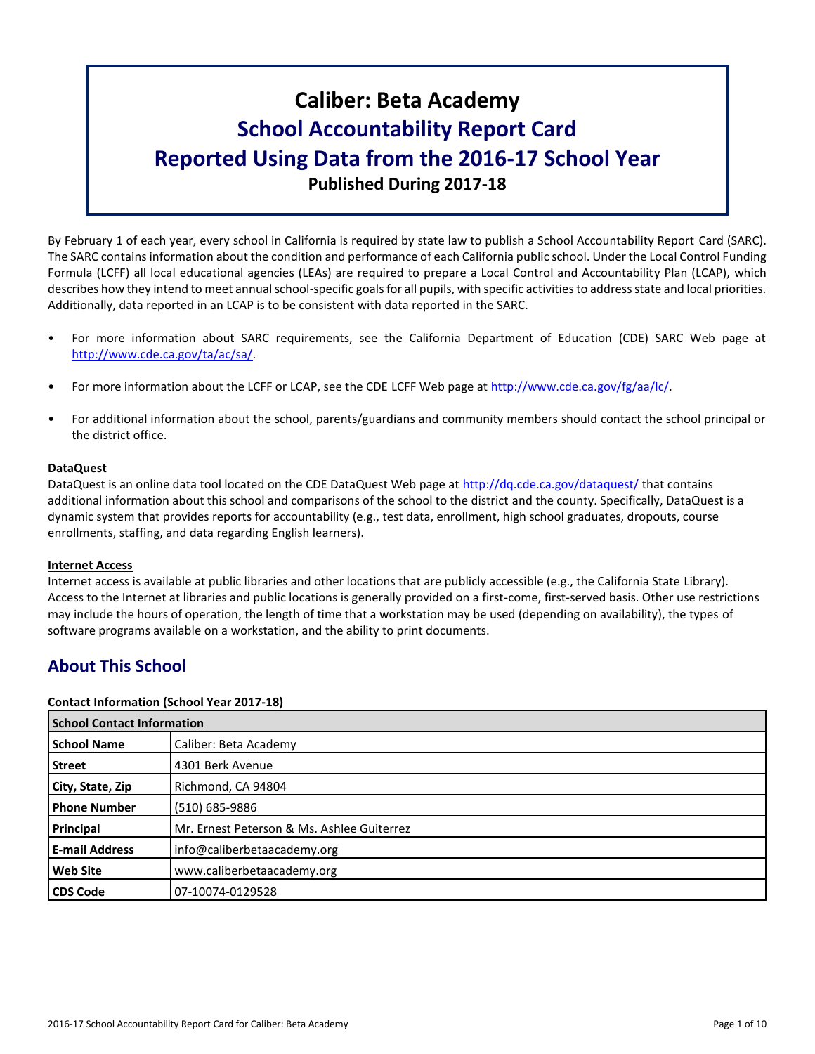# Caliber: Beta Academy
# School Accountability Report Card
# Reported Using Data from the 2016-17 School Year
**Published During 2017-18**

By February 1 of each year, every school in California is required by state law to publish a School Accountability Report Card (SARC). The SARC contains information about the condition and performance of each California public school. Under the Local Control Funding Formula (LCFF) all local educational agencies (LEAs) are required to prepare a Local Control and Accountability Plan (LCAP), which describes how they intend to meet annual school-specific goals for all pupils, with specific activities to address state and local priorities. Additionally, data reported in an LCAP is to be consistent with data reported in the SARC.

- For more information about SARC requirements, see the California Department of Education (CDE) SARC Web page at http://www.cde.ca.gov/ta/ac/sa/.
- For more information about the LCFF or LCAP, see the CDE LCFF Web page at http://www.cde.ca.gov/fg/aa/lc/.
- For additional information about the school, parents/guardians and community members should contact the school principal or the district office.

**DataQuest**
DataQuest is an online data tool located on the CDE DataQuest Web page at http://dq.cde.ca.gov/dataquest/ that contains additional information about this school and comparisons of the school to the district and the county. Specifically, DataQuest is a dynamic system that provides reports for accountability (e.g., test data, enrollment, high school graduates, dropouts, course enrollments, staffing, and data regarding English learners).

**Internet Access**
Internet access is available at public libraries and other locations that are publicly accessible (e.g., the California State Library). Access to the Internet at libraries and public locations is generally provided on a first-come, first-served basis. Other use restrictions may include the hours of operation, the length of time that a workstation may be used (depending on availability), the types of software programs available on a workstation, and the ability to print documents.

## About This School

**Contact Information (School Year 2017-18)**

| School Contact Information | |
|---|---|
| **School Name** | Caliber: Beta Academy |
| **Street** | 4301 Berk Avenue |
| **City, State, Zip** | Richmond, CA 94804 |
| **Phone Number** | (510) 685-9886 |
| **Principal** | Mr. Ernest Peterson & Ms. Ashlee Guiterrez |
| **E-mail Address** | info@caliberbetaacademy.org |
| **Web Site** | www.caliberbetaacademy.org |
| **CDS Code** | 07-10074-0129528 |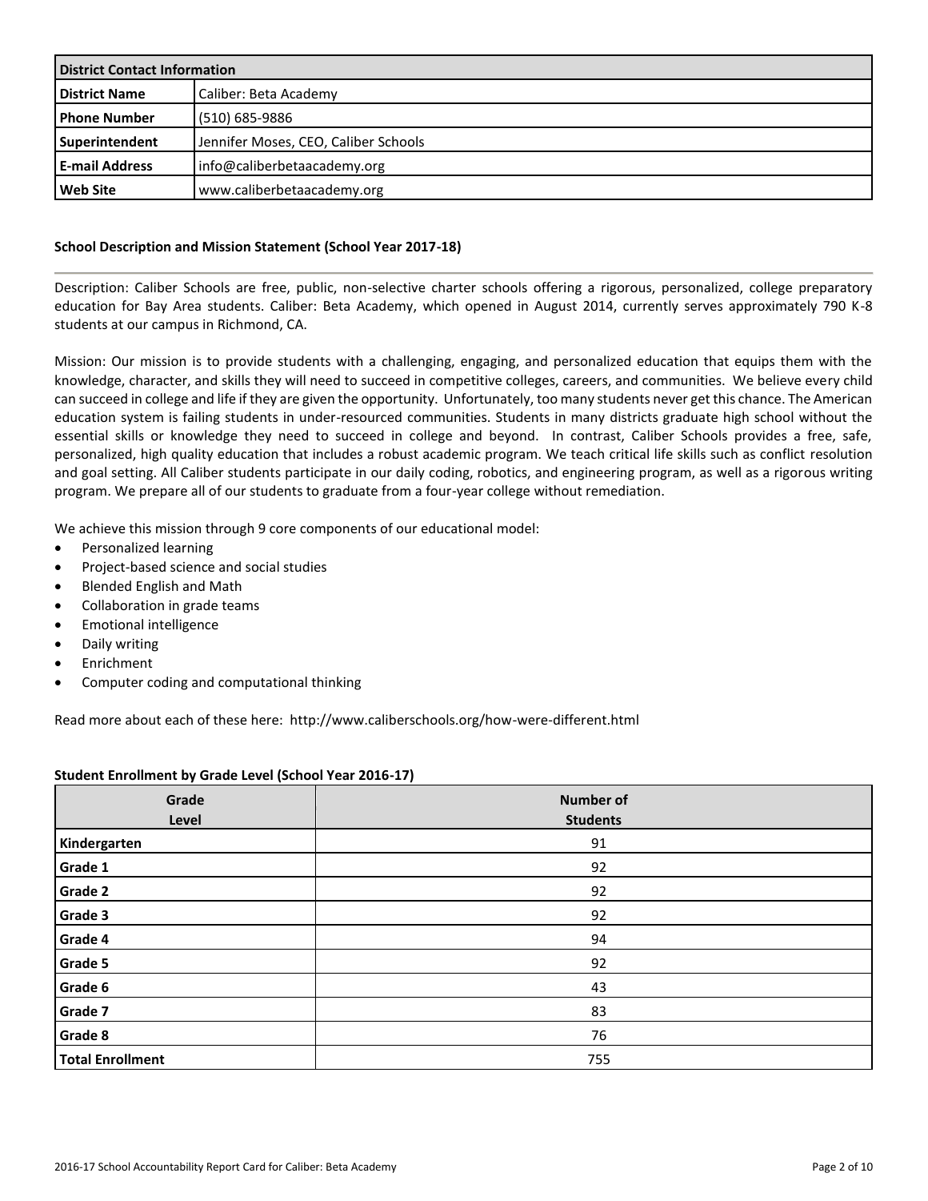| District Contact Information | |
|---|---|
| **District Name** | Caliber: Beta Academy |
| **Phone Number** | (510) 685-9886 |
| **Superintendent** | Jennifer Moses, CEO, Caliber Schools |
| **E-mail Address** | info@caliberbetaacademy.org |
| **Web Site** | www.caliberbetaacademy.org |

### School Description and Mission Statement (School Year 2017-18)

Description: Caliber Schools are free, public, non-selective charter schools offering a rigorous, personalized, college preparatory education for Bay Area students. Caliber: Beta Academy, which opened in August 2014, currently serves approximately 790 K-8 students at our campus in Richmond, CA.

Mission: Our mission is to provide students with a challenging, engaging, and personalized education that equips them with the knowledge, character, and skills they will need to succeed in competitive colleges, careers, and communities. We believe every child can succeed in college and life if they are given the opportunity. Unfortunately, too many students never get this chance. The American education system is failing students in under-resourced communities. Students in many districts graduate high school without the essential skills or knowledge they need to succeed in college and beyond. In contrast, Caliber Schools provides a free, safe, personalized, high quality education that includes a robust academic program. We teach critical life skills such as conflict resolution and goal setting. All Caliber students participate in our daily coding, robotics, and engineering program, as well as a rigorous writing program. We prepare all of our students to graduate from a four-year college without remediation.

We achieve this mission through 9 core components of our educational model:

- Personalized learning
- Project-based science and social studies
- Blended English and Math
- Collaboration in grade teams
- Emotional intelligence
- Daily writing
- Enrichment
- Computer coding and computational thinking

Read more about each of these here: http://www.caliberschools.org/how-were-different.html

### Student Enrollment by Grade Level (School Year 2016-17)

| Grade Level | Number of Students |
|---|---|
| **Kindergarten** | 91 |
| **Grade 1** | 92 |
| **Grade 2** | 92 |
| **Grade 3** | 92 |
| **Grade 4** | 94 |
| **Grade 5** | 92 |
| **Grade 6** | 43 |
| **Grade 7** | 83 |
| **Grade 8** | 76 |
| **Total Enrollment** | 755 |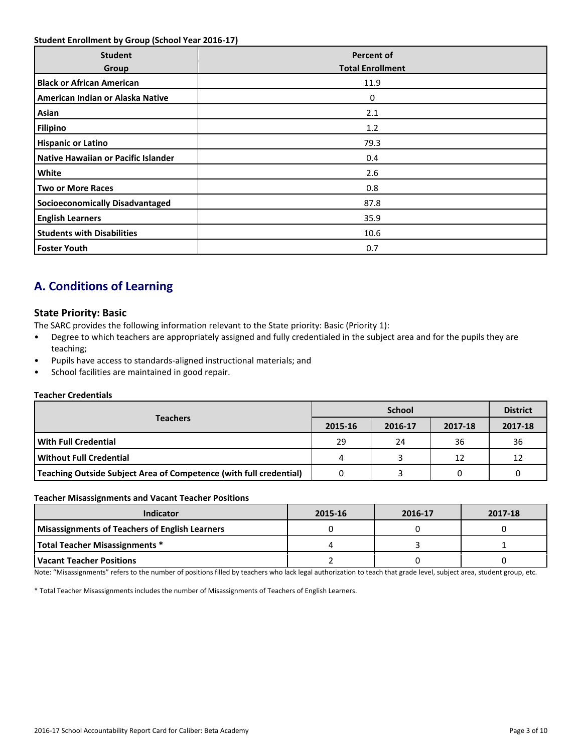**Student Enrollment by Group (School Year 2016-17)**

| Student Group | Percent of Total Enrollment |
|---|---|
| Black or African American | 11.9 |
| American Indian or Alaska Native | 0 |
| Asian | 2.1 |
| Filipino | 1.2 |
| Hispanic or Latino | 79.3 |
| Native Hawaiian or Pacific Islander | 0.4 |
| White | 2.6 |
| Two or More Races | 0.8 |
| Socioeconomically Disadvantaged | 87.8 |
| English Learners | 35.9 |
| Students with Disabilities | 10.6 |
| Foster Youth | 0.7 |

## A. Conditions of Learning

### State Priority: Basic

The SARC provides the following information relevant to the State priority: Basic (Priority 1):

- Degree to which teachers are appropriately assigned and fully credentialed in the subject area and for the pupils they are teaching;
- Pupils have access to standards-aligned instructional materials; and
- School facilities are maintained in good repair.

**Teacher Credentials**

| Teachers | School | | | District |
|---|---|---|---|---|
| | 2015-16 | 2016-17 | 2017-18 | 2017-18 |
| With Full Credential | 29 | 24 | 36 | 36 |
| Without Full Credential | 4 | 3 | 12 | 12 |
| Teaching Outside Subject Area of Competence (with full credential) | 0 | 3 | 0 | 0 |

**Teacher Misassignments and Vacant Teacher Positions**

| Indicator | 2015-16 | 2016-17 | 2017-18 |
|---|---|---|---|
| Misassignments of Teachers of English Learners | 0 | 0 | 0 |
| Total Teacher Misassignments * | 4 | 3 | 1 |
| Vacant Teacher Positions | 2 | 0 | 0 |

Note: "Misassignments" refers to the number of positions filled by teachers who lack legal authorization to teach that grade level, subject area, student group, etc.

* Total Teacher Misassignments includes the number of Misassignments of Teachers of English Learners.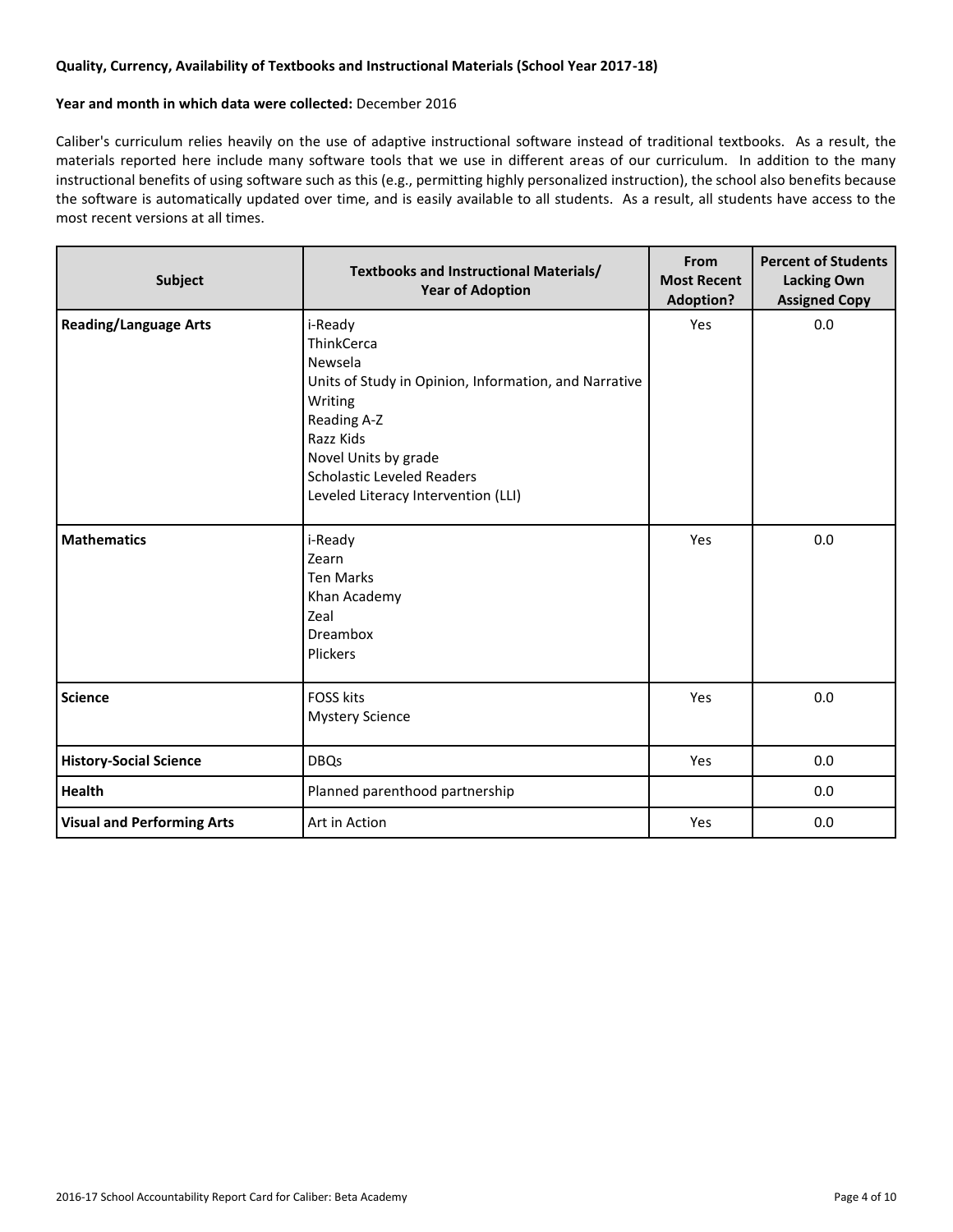**Quality, Currency, Availability of Textbooks and Instructional Materials (School Year 2017-18)**

**Year and month in which data were collected:** December 2016

Caliber's curriculum relies heavily on the use of adaptive instructional software instead of traditional textbooks. As a result, the materials reported here include many software tools that we use in different areas of our curriculum. In addition to the many instructional benefits of using software such as this (e.g., permitting highly personalized instruction), the school also benefits because the software is automatically updated over time, and is easily available to all students. As a result, all students have access to the most recent versions at all times.

| Subject | Textbooks and Instructional Materials/ Year of Adoption | From Most Recent Adoption? | Percent of Students Lacking Own Assigned Copy |
|---|---|---|---|
| **Reading/Language Arts** | i-Ready<br>ThinkCerca<br>Newsela<br>Units of Study in Opinion, Information, and Narrative Writing<br>Reading A-Z<br>Razz Kids<br>Novel Units by grade<br>Scholastic Leveled Readers<br>Leveled Literacy Intervention (LLI) | Yes | 0.0 |
| **Mathematics** | i-Ready<br>Zearn<br>Ten Marks<br>Khan Academy<br>Zeal<br>Dreambox<br>Plickers | Yes | 0.0 |
| **Science** | FOSS kits<br>Mystery Science | Yes | 0.0 |
| **History-Social Science** | DBQs | Yes | 0.0 |
| **Health** | Planned parenthood partnership | | 0.0 |
| **Visual and Performing Arts** | Art in Action | Yes | 0.0 |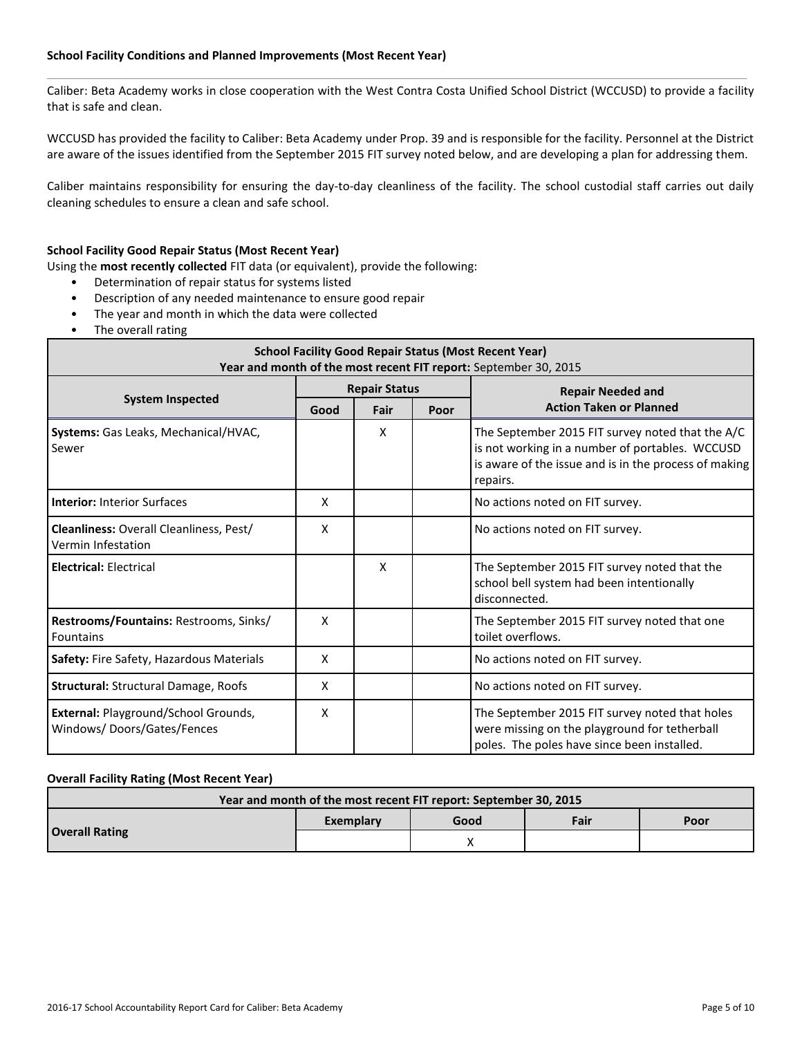### School Facility Conditions and Planned Improvements (Most Recent Year)

Caliber: Beta Academy works in close cooperation with the West Contra Costa Unified School District (WCCUSD) to provide a facility that is safe and clean.

WCCUSD has provided the facility to Caliber: Beta Academy under Prop. 39 and is responsible for the facility. Personnel at the District are aware of the issues identified from the September 2015 FIT survey noted below, and are developing a plan for addressing them.

Caliber maintains responsibility for ensuring the day-to-day cleanliness of the facility. The school custodial staff carries out daily cleaning schedules to ensure a clean and safe school.

### School Facility Good Repair Status (Most Recent Year)

Using the **most recently collected** FIT data (or equivalent), provide the following:

- Determination of repair status for systems listed
- Description of any needed maintenance to ensure good repair
- The year and month in which the data were collected
- The overall rating

**School Facility Good Repair Status (Most Recent Year)**
**Year and month of the most recent FIT report:** September 30, 2015

| System Inspected | Repair Status | | | Repair Needed and Action Taken or Planned |
|---|---|---|---|---|
| | Good | Fair | Poor | |
| **Systems:** Gas Leaks, Mechanical/HVAC, Sewer | | X | | The September 2015 FIT survey noted that the A/C is not working in a number of portables. WCCUSD is aware of the issue and is in the process of making repairs. |
| **Interior:** Interior Surfaces | X | | | No actions noted on FIT survey. |
| **Cleanliness:** Overall Cleanliness, Pest/ Vermin Infestation | X | | | No actions noted on FIT survey. |
| **Electrical:** Electrical | | X | | The September 2015 FIT survey noted that the school bell system had been intentionally disconnected. |
| **Restrooms/Fountains:** Restrooms, Sinks/ Fountains | X | | | The September 2015 FIT survey noted that one toilet overflows. |
| **Safety:** Fire Safety, Hazardous Materials | X | | | No actions noted on FIT survey. |
| **Structural:** Structural Damage, Roofs | X | | | No actions noted on FIT survey. |
| **External:** Playground/School Grounds, Windows/ Doors/Gates/Fences | X | | | The September 2015 FIT survey noted that holes were missing on the playground for tetherball poles. The poles have since been installed. |

### Overall Facility Rating (Most Recent Year)

**Year and month of the most recent FIT report: September 30, 2015**

| | Exemplary | Good | Fair | Poor |
|---|---|---|---|---|
| **Overall Rating** | | X | | |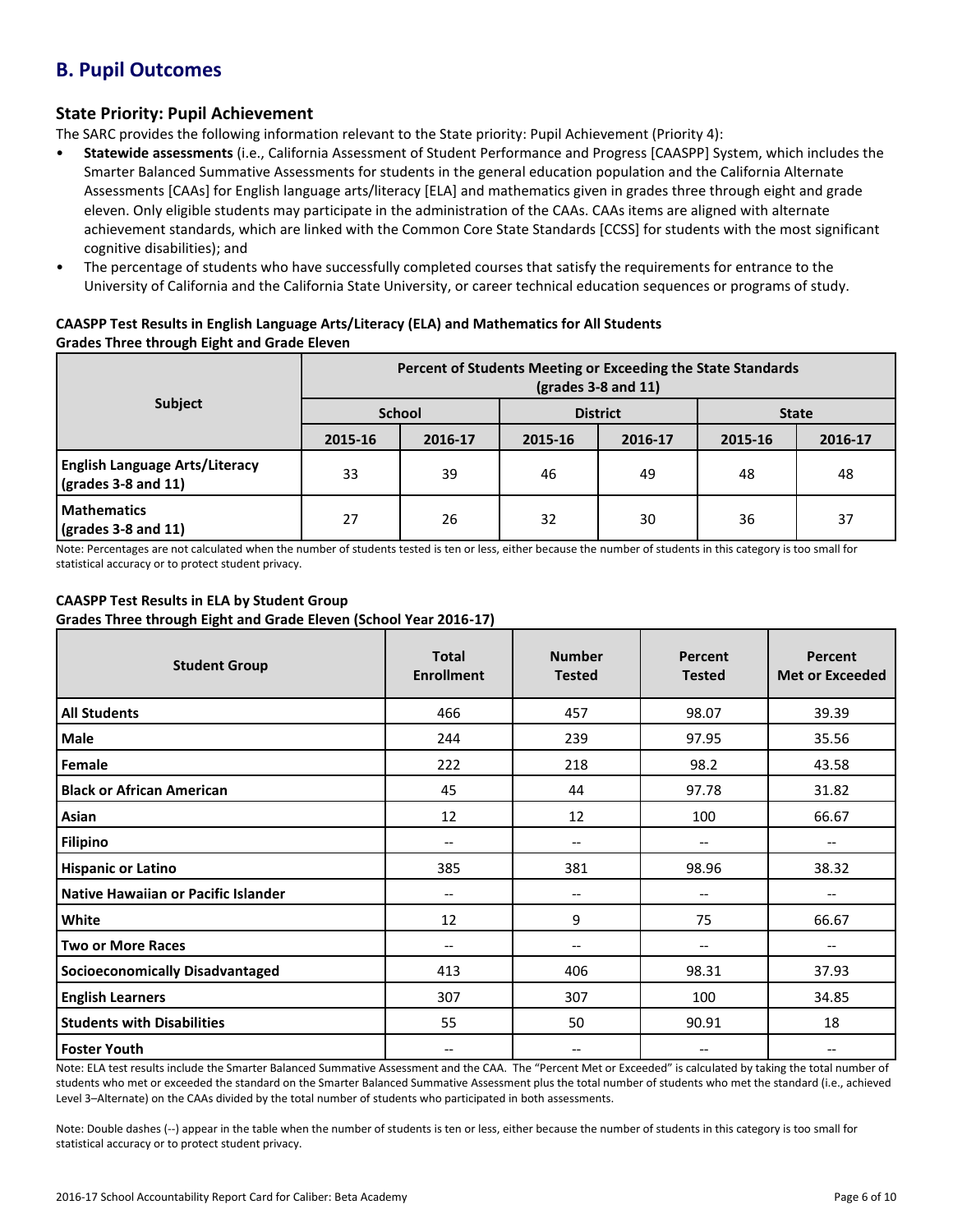## B. Pupil Outcomes

### State Priority: Pupil Achievement

The SARC provides the following information relevant to the State priority: Pupil Achievement (Priority 4):

- **Statewide assessments** (i.e., California Assessment of Student Performance and Progress [CAASPP] System, which includes the Smarter Balanced Summative Assessments for students in the general education population and the California Alternate Assessments [CAAs] for English language arts/literacy [ELA] and mathematics given in grades three through eight and grade eleven. Only eligible students may participate in the administration of the CAAs. CAAs items are aligned with alternate achievement standards, which are linked with the Common Core State Standards [CCSS] for students with the most significant cognitive disabilities); and
- The percentage of students who have successfully completed courses that satisfy the requirements for entrance to the University of California and the California State University, or career technical education sequences or programs of study.

**CAASPP Test Results in English Language Arts/Literacy (ELA) and Mathematics for All Students**
**Grades Three through Eight and Grade Eleven**

| Subject | Percent of Students Meeting or Exceeding the State Standards (grades 3-8 and 11) | | | | | |
|---|---|---|---|---|---|---|
| | School | | District | | State | |
| | 2015-16 | 2016-17 | 2015-16 | 2016-17 | 2015-16 | 2016-17 |
| **English Language Arts/Literacy (grades 3-8 and 11)** | 33 | 39 | 46 | 49 | 48 | 48 |
| **Mathematics (grades 3-8 and 11)** | 27 | 26 | 32 | 30 | 36 | 37 |

Note: Percentages are not calculated when the number of students tested is ten or less, either because the number of students in this category is too small for statistical accuracy or to protect student privacy.

**CAASPP Test Results in ELA by Student Group**
**Grades Three through Eight and Grade Eleven (School Year 2016-17)**

| Student Group | Total Enrollment | Number Tested | Percent Tested | Percent Met or Exceeded |
|---|---|---|---|---|
| **All Students** | 466 | 457 | 98.07 | 39.39 |
| **Male** | 244 | 239 | 97.95 | 35.56 |
| **Female** | 222 | 218 | 98.2 | 43.58 |
| **Black or African American** | 45 | 44 | 97.78 | 31.82 |
| **Asian** | 12 | 12 | 100 | 66.67 |
| **Filipino** | -- | -- | -- | -- |
| **Hispanic or Latino** | 385 | 381 | 98.96 | 38.32 |
| **Native Hawaiian or Pacific Islander** | -- | -- | -- | -- |
| **White** | 12 | 9 | 75 | 66.67 |
| **Two or More Races** | -- | -- | -- | -- |
| **Socioeconomically Disadvantaged** | 413 | 406 | 98.31 | 37.93 |
| **English Learners** | 307 | 307 | 100 | 34.85 |
| **Students with Disabilities** | 55 | 50 | 90.91 | 18 |
| **Foster Youth** | -- | -- | -- | -- |

Note: ELA test results include the Smarter Balanced Summative Assessment and the CAA. The "Percent Met or Exceeded" is calculated by taking the total number of students who met or exceeded the standard on the Smarter Balanced Summative Assessment plus the total number of students who met the standard (i.e., achieved Level 3–Alternate) on the CAAs divided by the total number of students who participated in both assessments.

Note: Double dashes (--) appear in the table when the number of students is ten or less, either because the number of students in this category is too small for statistical accuracy or to protect student privacy.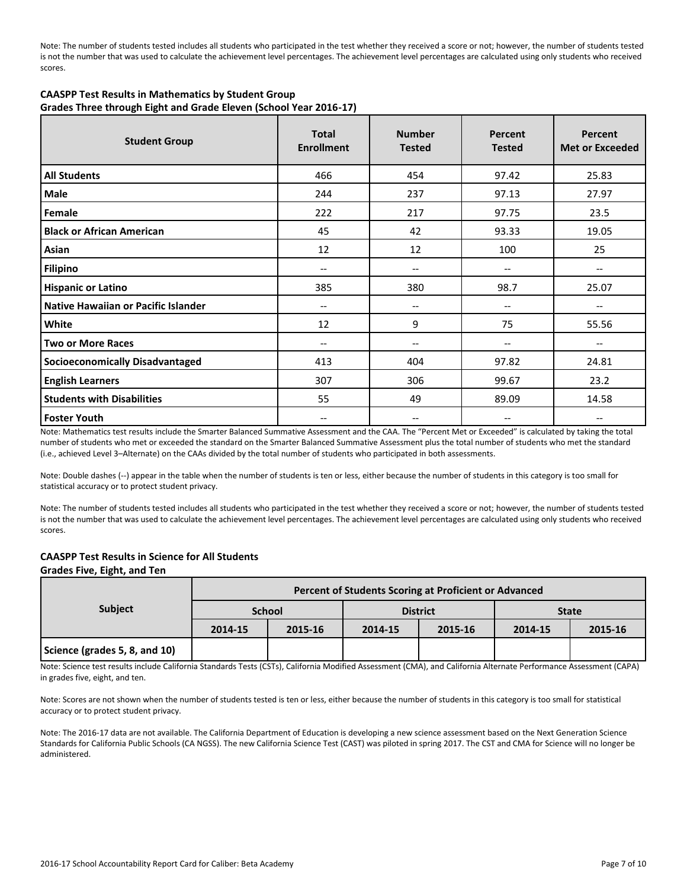Note: The number of students tested includes all students who participated in the test whether they received a score or not; however, the number of students tested is not the number that was used to calculate the achievement level percentages. The achievement level percentages are calculated using only students who received scores.

**CAASPP Test Results in Mathematics by Student Group**
**Grades Three through Eight and Grade Eleven (School Year 2016-17)**

| Student Group | Total Enrollment | Number Tested | Percent Tested | Percent Met or Exceeded |
|---|---|---|---|---|
| All Students | 466 | 454 | 97.42 | 25.83 |
| Male | 244 | 237 | 97.13 | 27.97 |
| Female | 222 | 217 | 97.75 | 23.5 |
| Black or African American | 45 | 42 | 93.33 | 19.05 |
| Asian | 12 | 12 | 100 | 25 |
| Filipino | -- | -- | -- | -- |
| Hispanic or Latino | 385 | 380 | 98.7 | 25.07 |
| Native Hawaiian or Pacific Islander | -- | -- | -- | -- |
| White | 12 | 9 | 75 | 55.56 |
| Two or More Races | -- | -- | -- | -- |
| Socioeconomically Disadvantaged | 413 | 404 | 97.82 | 24.81 |
| English Learners | 307 | 306 | 99.67 | 23.2 |
| Students with Disabilities | 55 | 49 | 89.09 | 14.58 |
| Foster Youth | -- | -- | -- | -- |

Note: Mathematics test results include the Smarter Balanced Summative Assessment and the CAA. The "Percent Met or Exceeded" is calculated by taking the total number of students who met or exceeded the standard on the Smarter Balanced Summative Assessment plus the total number of students who met the standard (i.e., achieved Level 3–Alternate) on the CAAs divided by the total number of students who participated in both assessments.

Note: Double dashes (--) appear in the table when the number of students is ten or less, either because the number of students in this category is too small for statistical accuracy or to protect student privacy.

Note: The number of students tested includes all students who participated in the test whether they received a score or not; however, the number of students tested is not the number that was used to calculate the achievement level percentages. The achievement level percentages are calculated using only students who received scores.

**CAASPP Test Results in Science for All Students**
**Grades Five, Eight, and Ten**

| Subject | Percent of Students Scoring at Proficient or Advanced | | | | | |
|---|---|---|---|---|---|---|
| | School | | District | | State | |
| | 2014-15 | 2015-16 | 2014-15 | 2015-16 | 2014-15 | 2015-16 |
| Science (grades 5, 8, and 10) | | | | | | |

Note: Science test results include California Standards Tests (CSTs), California Modified Assessment (CMA), and California Alternate Performance Assessment (CAPA) in grades five, eight, and ten.

Note: Scores are not shown when the number of students tested is ten or less, either because the number of students in this category is too small for statistical accuracy or to protect student privacy.

Note: The 2016-17 data are not available. The California Department of Education is developing a new science assessment based on the Next Generation Science Standards for California Public Schools (CA NGSS). The new California Science Test (CAST) was piloted in spring 2017. The CST and CMA for Science will no longer be administered.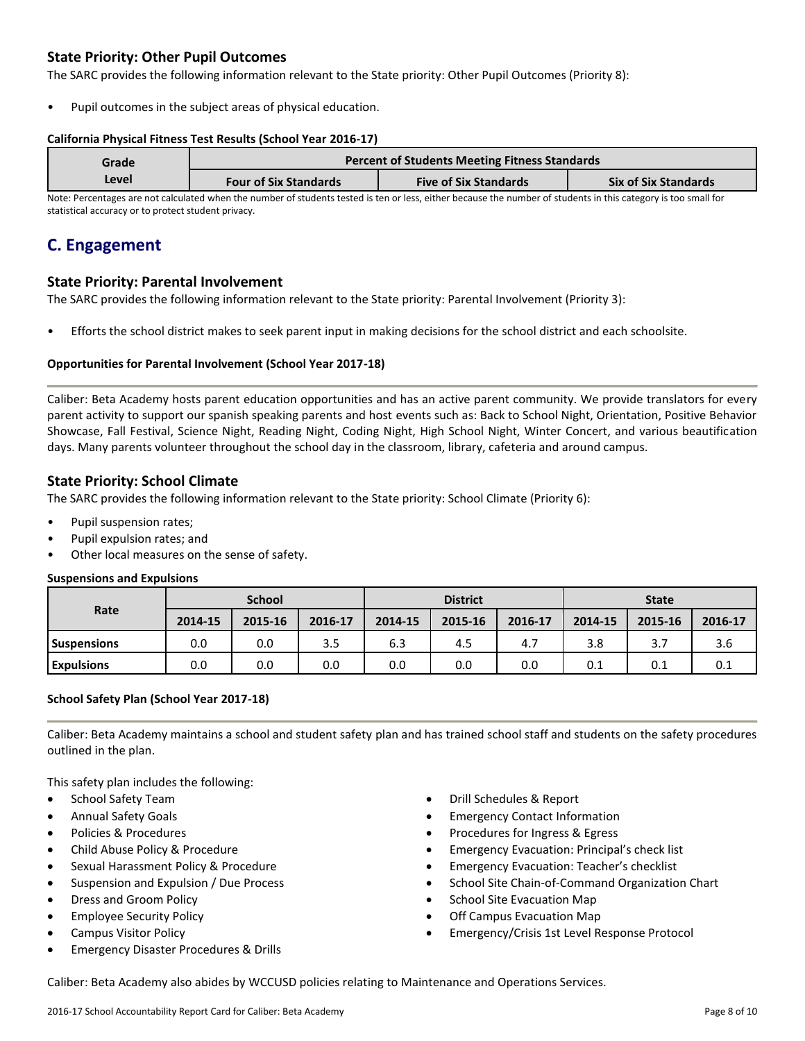### State Priority: Other Pupil Outcomes

The SARC provides the following information relevant to the State priority: Other Pupil Outcomes (Priority 8):

- Pupil outcomes in the subject areas of physical education.

**California Physical Fitness Test Results (School Year 2016-17)**

| Grade Level | Percent of Students Meeting Fitness Standards | | |
|---|---|---|---|
| | Four of Six Standards | Five of Six Standards | Six of Six Standards |

Note: Percentages are not calculated when the number of students tested is ten or less, either because the number of students in this category is too small for statistical accuracy or to protect student privacy.

## C. Engagement

### State Priority: Parental Involvement

The SARC provides the following information relevant to the State priority: Parental Involvement (Priority 3):

- Efforts the school district makes to seek parent input in making decisions for the school district and each schoolsite.

**Opportunities for Parental Involvement (School Year 2017-18)**

Caliber: Beta Academy hosts parent education opportunities and has an active parent community. We provide translators for every parent activity to support our spanish speaking parents and host events such as: Back to School Night, Orientation, Positive Behavior Showcase, Fall Festival, Science Night, Reading Night, Coding Night, High School Night, Winter Concert, and various beautification days. Many parents volunteer throughout the school day in the classroom, library, cafeteria and around campus.

### State Priority: School Climate

The SARC provides the following information relevant to the State priority: School Climate (Priority 6):

- Pupil suspension rates;
- Pupil expulsion rates; and
- Other local measures on the sense of safety.

**Suspensions and Expulsions**

| Rate | School | | | District | | | State | | |
|---|---|---|---|---|---|---|---|---|---|
| | 2014-15 | 2015-16 | 2016-17 | 2014-15 | 2015-16 | 2016-17 | 2014-15 | 2015-16 | 2016-17 |
| **Suspensions** | 0.0 | 0.0 | 3.5 | 6.3 | 4.5 | 4.7 | 3.8 | 3.7 | 3.6 |
| **Expulsions** | 0.0 | 0.0 | 0.0 | 0.0 | 0.0 | 0.0 | 0.1 | 0.1 | 0.1 |

**School Safety Plan (School Year 2017-18)**

Caliber: Beta Academy maintains a school and student safety plan and has trained school staff and students on the safety procedures outlined in the plan.

This safety plan includes the following:

- School Safety Team
- Annual Safety Goals
- Policies & Procedures
- Child Abuse Policy & Procedure
- Sexual Harassment Policy & Procedure
- Suspension and Expulsion / Due Process
- Dress and Groom Policy
- Employee Security Policy
- Campus Visitor Policy
- Emergency Disaster Procedures & Drills
- Drill Schedules & Report
- Emergency Contact Information
- Procedures for Ingress & Egress
- Emergency Evacuation: Principal's check list
- Emergency Evacuation: Teacher's checklist
- School Site Chain-of-Command Organization Chart
- School Site Evacuation Map
- Off Campus Evacuation Map
- Emergency/Crisis 1st Level Response Protocol

Caliber: Beta Academy also abides by WCCUSD policies relating to Maintenance and Operations Services.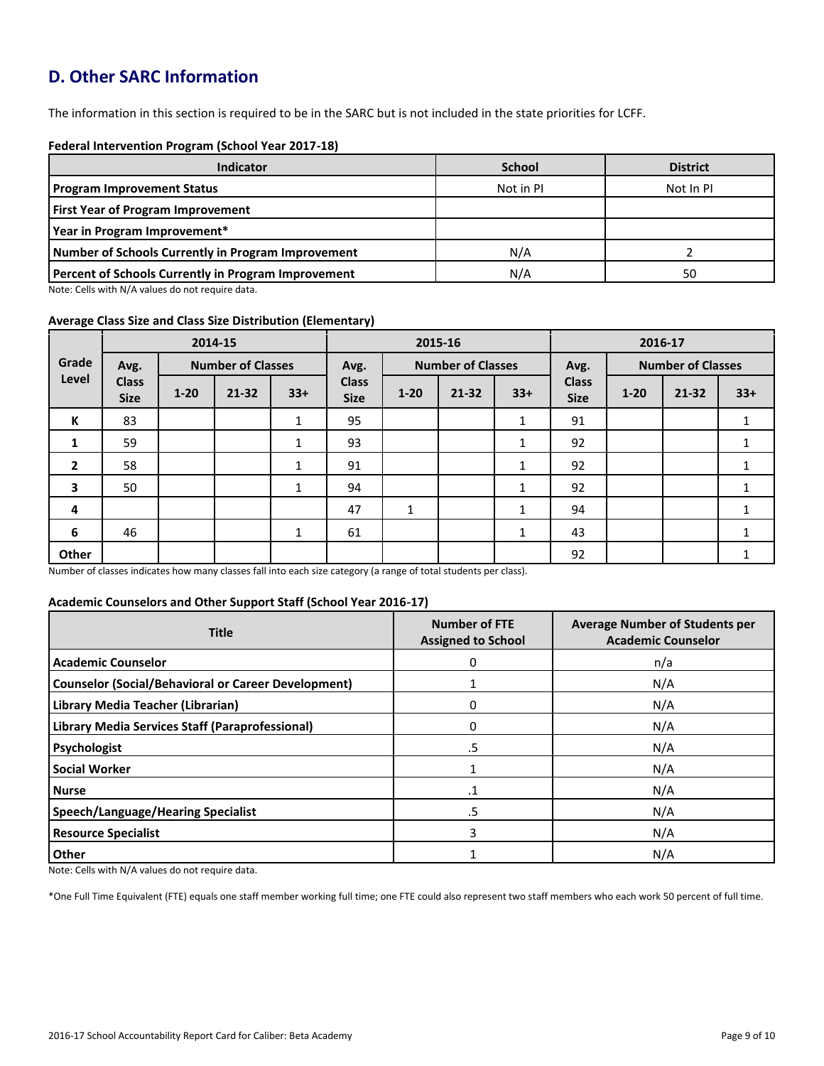## D. Other SARC Information

The information in this section is required to be in the SARC but is not included in the state priorities for LCFF.

**Federal Intervention Program (School Year 2017-18)**

| Indicator | School | District |
|---|---|---|
| **Program Improvement Status** | Not in PI | Not In PI |
| **First Year of Program Improvement** | | |
| **Year in Program Improvement*** | | |
| **Number of Schools Currently in Program Improvement** | N/A | 2 |
| **Percent of Schools Currently in Program Improvement** | N/A | 50 |

Note: Cells with N/A values do not require data.

**Average Class Size and Class Size Distribution (Elementary)**

| Grade Level | 2014-15 | | | | 2015-16 | | | | 2016-17 | | | |
|---|---|---|---|---|---|---|---|---|---|---|---|---|
| | Avg. Class Size | Number of Classes | | | Avg. Class Size | Number of Classes | | | Avg. Class Size | Number of Classes | | |
| | | 1-20 | 21-32 | 33+ | | 1-20 | 21-32 | 33+ | | 1-20 | 21-32 | 33+ |
| **K** | 83 | | | 1 | 95 | | | 1 | 91 | | | 1 |
| **1** | 59 | | | 1 | 93 | | | 1 | 92 | | | 1 |
| **2** | 58 | | | 1 | 91 | | | 1 | 92 | | | 1 |
| **3** | 50 | | | 1 | 94 | | | 1 | 92 | | | 1 |
| **4** | | | | | 47 | 1 | | 1 | 94 | | | 1 |
| **6** | 46 | | | 1 | 61 | | | 1 | 43 | | | 1 |
| **Other** | | | | | | | | | 92 | | | 1 |

Number of classes indicates how many classes fall into each size category (a range of total students per class).

**Academic Counselors and Other Support Staff (School Year 2016-17)**

| Title | Number of FTE Assigned to School | Average Number of Students per Academic Counselor |
|---|---|---|
| **Academic Counselor** | 0 | n/a |
| **Counselor (Social/Behavioral or Career Development)** | 1 | N/A |
| **Library Media Teacher (Librarian)** | 0 | N/A |
| **Library Media Services Staff (Paraprofessional)** | 0 | N/A |
| **Psychologist** | .5 | N/A |
| **Social Worker** | 1 | N/A |
| **Nurse** | .1 | N/A |
| **Speech/Language/Hearing Specialist** | .5 | N/A |
| **Resource Specialist** | 3 | N/A |
| **Other** | 1 | N/A |

Note: Cells with N/A values do not require data.

*One Full Time Equivalent (FTE) equals one staff member working full time; one FTE could also represent two staff members who each work 50 percent of full time.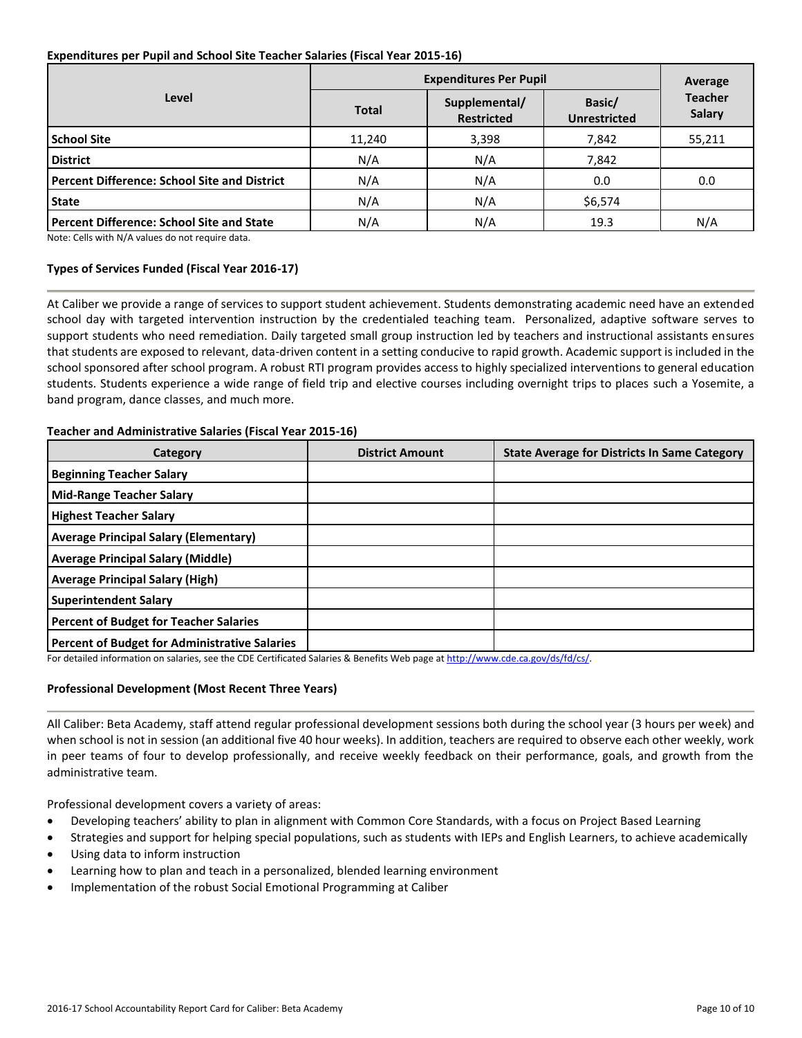**Expenditures per Pupil and School Site Teacher Salaries (Fiscal Year 2015-16)**

| Level | Expenditures Per Pupil | | | Average Teacher Salary |
|---|---|---|---|---|
| | Total | Supplemental/ Restricted | Basic/ Unrestricted | |
| **School Site** | 11,240 | 3,398 | 7,842 | 55,211 |
| **District** | N/A | N/A | 7,842 | |
| **Percent Difference: School Site and District** | N/A | N/A | 0.0 | 0.0 |
| **State** | N/A | N/A | $6,574 | |
| **Percent Difference: School Site and State** | N/A | N/A | 19.3 | N/A |

Note: Cells with N/A values do not require data.

**Types of Services Funded (Fiscal Year 2016-17)**

At Caliber we provide a range of services to support student achievement. Students demonstrating academic need have an extended school day with targeted intervention instruction by the credentialed teaching team. Personalized, adaptive software serves to support students who need remediation. Daily targeted small group instruction led by teachers and instructional assistants ensures that students are exposed to relevant, data-driven content in a setting conducive to rapid growth. Academic support is included in the school sponsored after school program. A robust RTI program provides access to highly specialized interventions to general education students. Students experience a wide range of field trip and elective courses including overnight trips to places such a Yosemite, a band program, dance classes, and much more.

**Teacher and Administrative Salaries (Fiscal Year 2015-16)**

| Category | District Amount | State Average for Districts In Same Category |
|---|---|---|
| **Beginning Teacher Salary** | | |
| **Mid-Range Teacher Salary** | | |
| **Highest Teacher Salary** | | |
| **Average Principal Salary (Elementary)** | | |
| **Average Principal Salary (Middle)** | | |
| **Average Principal Salary (High)** | | |
| **Superintendent Salary** | | |
| **Percent of Budget for Teacher Salaries** | | |
| **Percent of Budget for Administrative Salaries** | | |

For detailed information on salaries, see the CDE Certificated Salaries & Benefits Web page at http://www.cde.ca.gov/ds/fd/cs/.

**Professional Development (Most Recent Three Years)**

All Caliber: Beta Academy, staff attend regular professional development sessions both during the school year (3 hours per week) and when school is not in session (an additional five 40 hour weeks). In addition, teachers are required to observe each other weekly, work in peer teams of four to develop professionally, and receive weekly feedback on their performance, goals, and growth from the administrative team.

Professional development covers a variety of areas:

- Developing teachers' ability to plan in alignment with Common Core Standards, with a focus on Project Based Learning
- Strategies and support for helping special populations, such as students with IEPs and English Learners, to achieve academically
- Using data to inform instruction
- Learning how to plan and teach in a personalized, blended learning environment
- Implementation of the robust Social Emotional Programming at Caliber